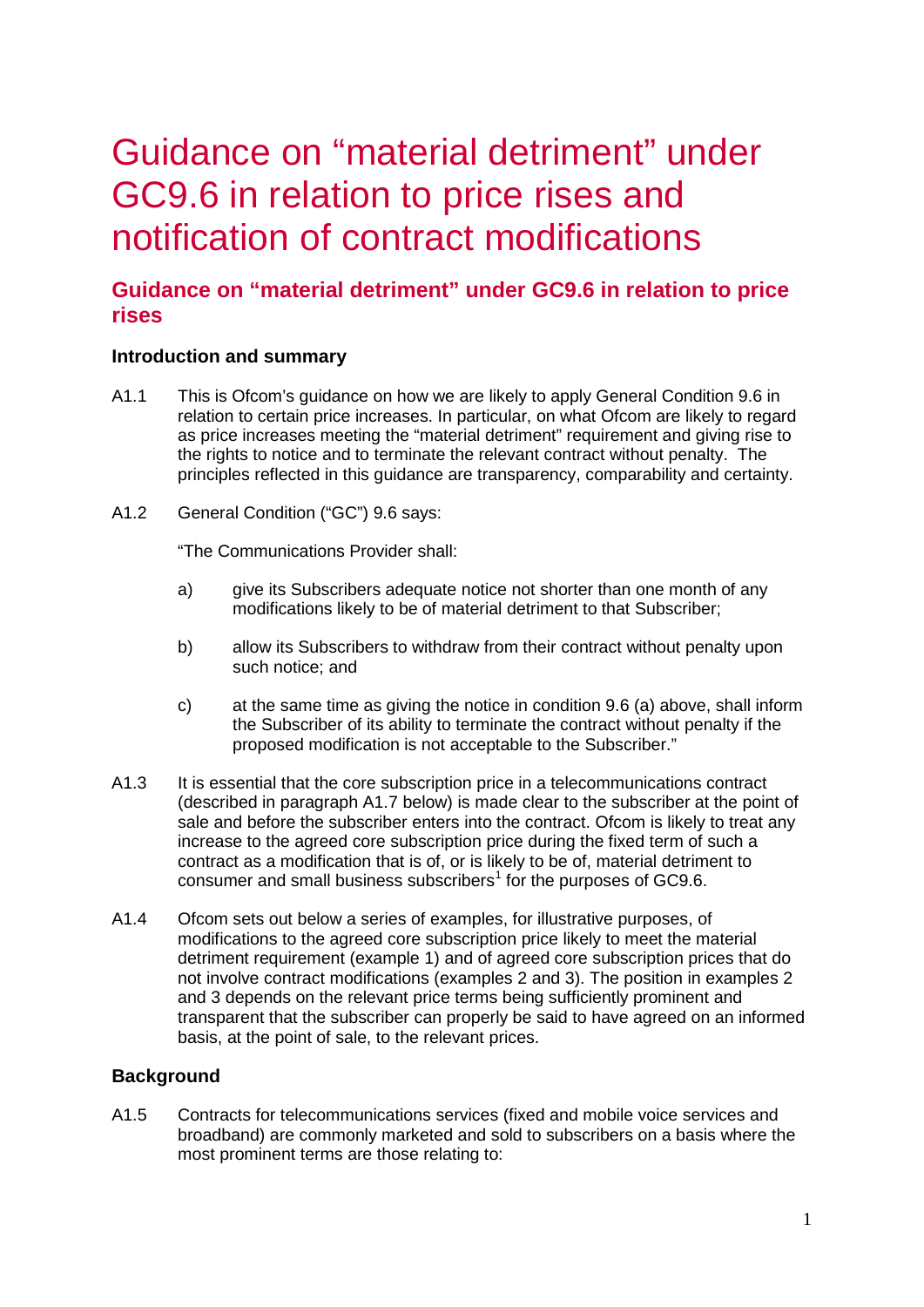# Guidance on "material detriment" under GC9.6 in relation to price rises and notification of contract modifications

## Guidance on "material detriment" under GC9.6 in relation to price rises

### Introduction and summary

A1.1 This is Ofcom's guidance on how we are likely to apply General Condition 9.6 in relation to certain price increases. In particular, on what Ofcom are likely to regard as price increases meeting the "material detriment" requirement and giving rise to the rights to notice and to terminate the relevant contract without penalty. The principles reflected in this guidance are transparency, comparability and certainty.

A1.2 General Condition ("GC") 9.6 says:

"The Communications Provider shall:

a) give its Subscribers adequate notice not shorter than one month of any modifications likely to be of material detriment to that Subscriber;

b) allow its Subscribers to withdraw from their contract without penalty upon such notice; and

c) at the same time as giving the notice in condition 9.6 (a) above, shall inform the Subscriber of its ability to terminate the contract without penalty if the proposed modification is not acceptable to the Subscriber."

A1.3 It is essential that the core subscription price in a telecommunications contract (described in paragraph A1.7 below) is made clear to the subscriber at the point of sale and before the subscriber enters into the contract. Ofcom is likely to treat any increase to the agreed core subscription price during the fixed term of such a contract as a modification that is of, or is likely to be of, material detriment to consumer and small business subscribers[1] for the purposes of GC9.6.

A1.4 Ofcom sets out below a series of examples, for illustrative purposes, of modifications to the agreed core subscription price likely to meet the material detriment requirement (example 1) and of agreed core subscription prices that do not involve contract modifications (examples 2 and 3). The position in examples 2 and 3 depends on the relevant price terms being sufficiently prominent and transparent that the subscriber can properly be said to have agreed on an informed basis, at the point of sale, to the relevant prices.

### Background

A1.5 Contracts for telecommunications services (fixed and mobile voice services and broadband) are commonly marketed and sold to subscribers on a basis where the most prominent terms are those relating to: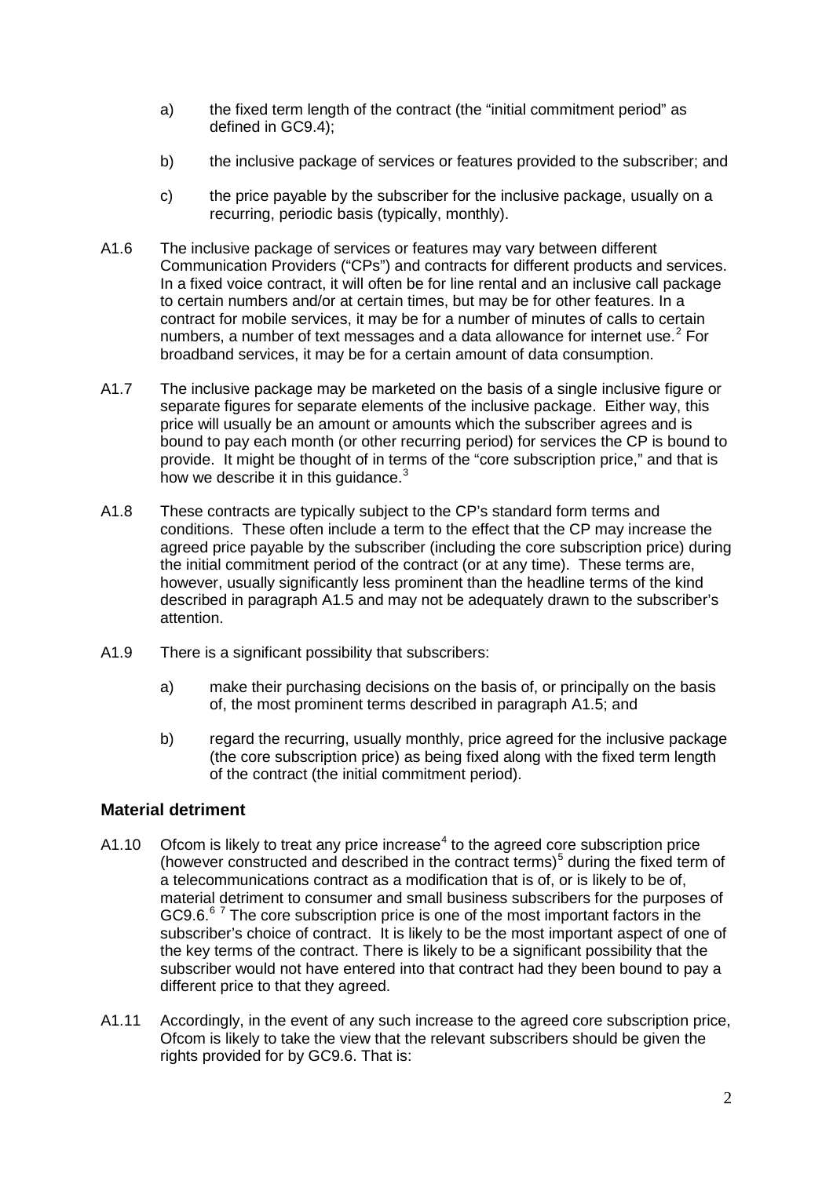a) the fixed term length of the contract (the "initial commitment period" as defined in GC9.4);

b) the inclusive package of services or features provided to the subscriber; and

c) the price payable by the subscriber for the inclusive package, usually on a recurring, periodic basis (typically, monthly).

A1.6 The inclusive package of services or features may vary between different Communication Providers ("CPs") and contracts for different products and services. In a fixed voice contract, it will often be for line rental and an inclusive call package to certain numbers and/or at certain times, but may be for other features. In a contract for mobile services, it may be for a number of minutes of calls to certain numbers, a number of text messages and a data allowance for internet use.[2] For broadband services, it may be for a certain amount of data consumption.

A1.7 The inclusive package may be marketed on the basis of a single inclusive figure or separate figures for separate elements of the inclusive package. Either way, this price will usually be an amount or amounts which the subscriber agrees and is bound to pay each month (or other recurring period) for services the CP is bound to provide. It might be thought of in terms of the "core subscription price," and that is how we describe it in this guidance.[3]

A1.8 These contracts are typically subject to the CP's standard form terms and conditions. These often include a term to the effect that the CP may increase the agreed price payable by the subscriber (including the core subscription price) during the initial commitment period of the contract (or at any time). These terms are, however, usually significantly less prominent than the headline terms of the kind described in paragraph A1.5 and may not be adequately drawn to the subscriber's attention.

A1.9 There is a significant possibility that subscribers:

a) make their purchasing decisions on the basis of, or principally on the basis of, the most prominent terms described in paragraph A1.5; and

b) regard the recurring, usually monthly, price agreed for the inclusive package (the core subscription price) as being fixed along with the fixed term length of the contract (the initial commitment period).

## Material detriment

A1.10 Ofcom is likely to treat any price increase[4] to the agreed core subscription price (however constructed and described in the contract terms)[5] during the fixed term of a telecommunications contract as a modification that is of, or is likely to be of, material detriment to consumer and small business subscribers for the purposes of GC9.6.[6] [7] The core subscription price is one of the most important factors in the subscriber's choice of contract. It is likely to be the most important aspect of one of the key terms of the contract. There is likely to be a significant possibility that the subscriber would not have entered into that contract had they been bound to pay a different price to that they agreed.

A1.11 Accordingly, in the event of any such increase to the agreed core subscription price, Ofcom is likely to take the view that the relevant subscribers should be given the rights provided for by GC9.6. That is: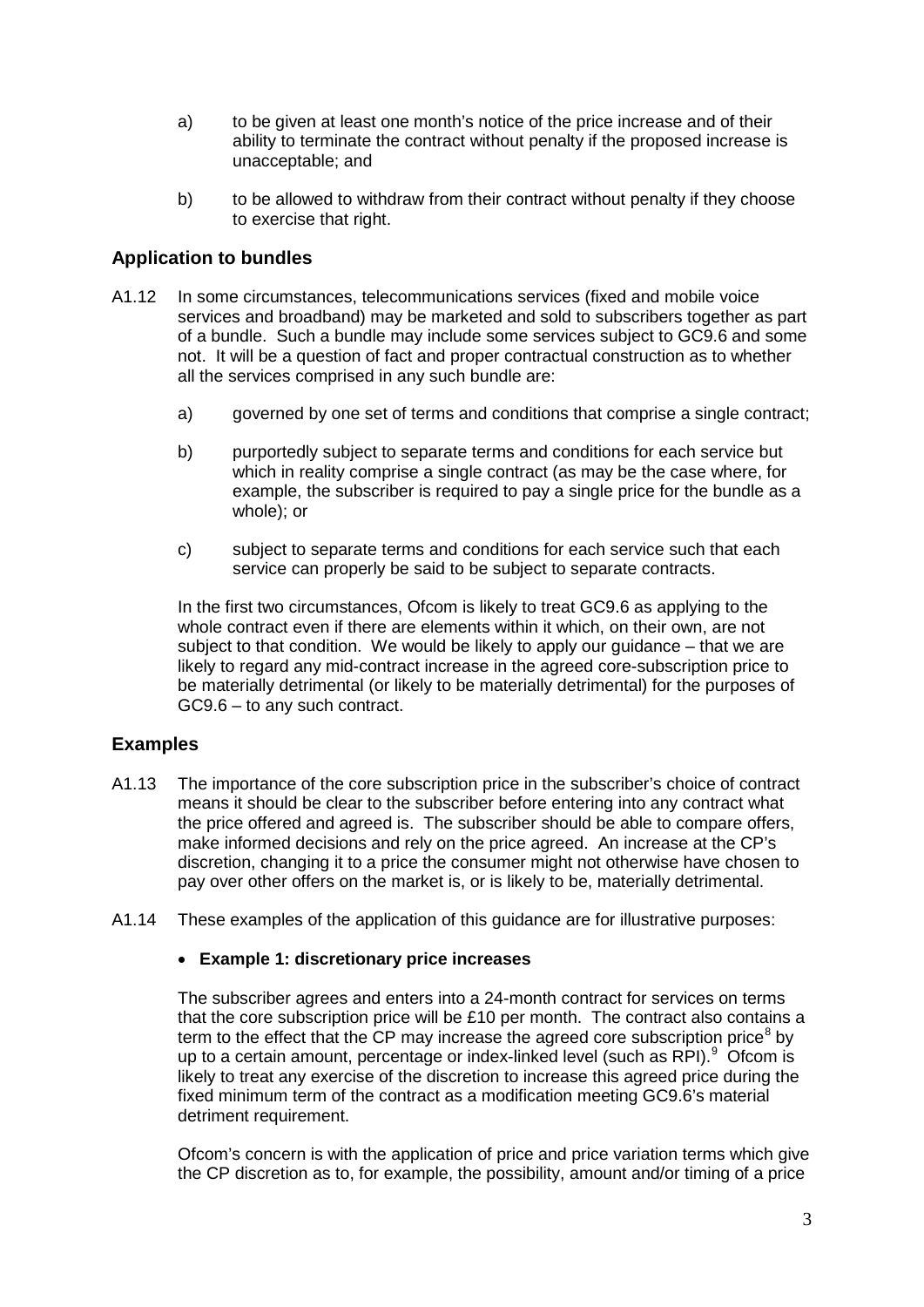a) to be given at least one month's notice of the price increase and of their ability to terminate the contract without penalty if the proposed increase is unacceptable; and

b) to be allowed to withdraw from their contract without penalty if they choose to exercise that right.

## Application to bundles

A1.12 In some circumstances, telecommunications services (fixed and mobile voice services and broadband) may be marketed and sold to subscribers together as part of a bundle. Such a bundle may include some services subject to GC9.6 and some not. It will be a question of fact and proper contractual construction as to whether all the services comprised in any such bundle are:

a) governed by one set of terms and conditions that comprise a single contract;

b) purportedly subject to separate terms and conditions for each service but which in reality comprise a single contract (as may be the case where, for example, the subscriber is required to pay a single price for the bundle as a whole); or

c) subject to separate terms and conditions for each service such that each service can properly be said to be subject to separate contracts.

In the first two circumstances, Ofcom is likely to treat GC9.6 as applying to the whole contract even if there are elements within it which, on their own, are not subject to that condition. We would be likely to apply our guidance – that we are likely to regard any mid-contract increase in the agreed core-subscription price to be materially detrimental (or likely to be materially detrimental) for the purposes of GC9.6 – to any such contract.

## Examples

A1.13 The importance of the core subscription price in the subscriber's choice of contract means it should be clear to the subscriber before entering into any contract what the price offered and agreed is. The subscriber should be able to compare offers, make informed decisions and rely on the price agreed. An increase at the CP's discretion, changing it to a price the consumer might not otherwise have chosen to pay over other offers on the market is, or is likely to be, materially detrimental.

A1.14 These examples of the application of this guidance are for illustrative purposes:

- **Example 1: discretionary price increases**

The subscriber agrees and enters into a 24-month contract for services on terms that the core subscription price will be £10 per month. The contract also contains a term to the effect that the CP may increase the agreed core subscription price[8] by up to a certain amount, percentage or index-linked level (such as RPI).[9] Ofcom is likely to treat any exercise of the discretion to increase this agreed price during the fixed minimum term of the contract as a modification meeting GC9.6's material detriment requirement.

Ofcom's concern is with the application of price and price variation terms which give the CP discretion as to, for example, the possibility, amount and/or timing of a price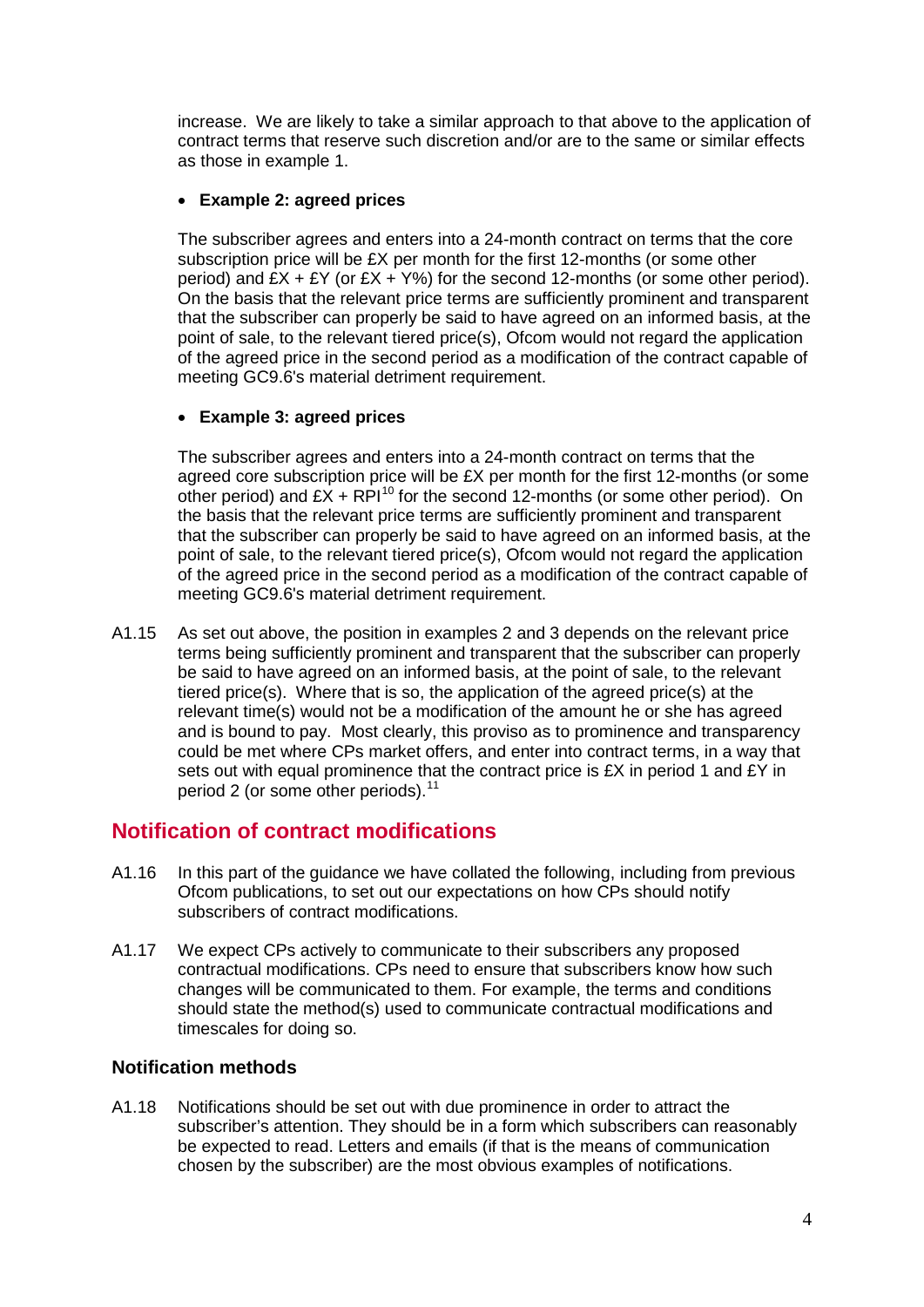increase. We are likely to take a similar approach to that above to the application of contract terms that reserve such discretion and/or are to the same or similar effects as those in example 1.

- **Example 2: agreed prices**

  The subscriber agrees and enters into a 24-month contract on terms that the core subscription price will be £X per month for the first 12-months (or some other period) and £X + £Y (or £X + Y%) for the second 12-months (or some other period). On the basis that the relevant price terms are sufficiently prominent and transparent that the subscriber can properly be said to have agreed on an informed basis, at the point of sale, to the relevant tiered price(s), Ofcom would not regard the application of the agreed price in the second period as a modification of the contract capable of meeting GC9.6's material detriment requirement.

- **Example 3: agreed prices**

  The subscriber agrees and enters into a 24-month contract on terms that the agreed core subscription price will be £X per month for the first 12-months (or some other period) and £X + RPI[10] for the second 12-months (or some other period). On the basis that the relevant price terms are sufficiently prominent and transparent that the subscriber can properly be said to have agreed on an informed basis, at the point of sale, to the relevant tiered price(s), Ofcom would not regard the application of the agreed price in the second period as a modification of the contract capable of meeting GC9.6's material detriment requirement.

A1.15 As set out above, the position in examples 2 and 3 depends on the relevant price terms being sufficiently prominent and transparent that the subscriber can properly be said to have agreed on an informed basis, at the point of sale, to the relevant tiered price(s). Where that is so, the application of the agreed price(s) at the relevant time(s) would not be a modification of the amount he or she has agreed and is bound to pay. Most clearly, this proviso as to prominence and transparency could be met where CPs market offers, and enter into contract terms, in a way that sets out with equal prominence that the contract price is £X in period 1 and £Y in period 2 (or some other periods).[11]

## Notification of contract modifications

A1.16 In this part of the guidance we have collated the following, including from previous Ofcom publications, to set out our expectations on how CPs should notify subscribers of contract modifications.

A1.17 We expect CPs actively to communicate to their subscribers any proposed contractual modifications. CPs need to ensure that subscribers know how such changes will be communicated to them. For example, the terms and conditions should state the method(s) used to communicate contractual modifications and timescales for doing so.

### Notification methods

A1.18 Notifications should be set out with due prominence in order to attract the subscriber's attention. They should be in a form which subscribers can reasonably be expected to read. Letters and emails (if that is the means of communication chosen by the subscriber) are the most obvious examples of notifications.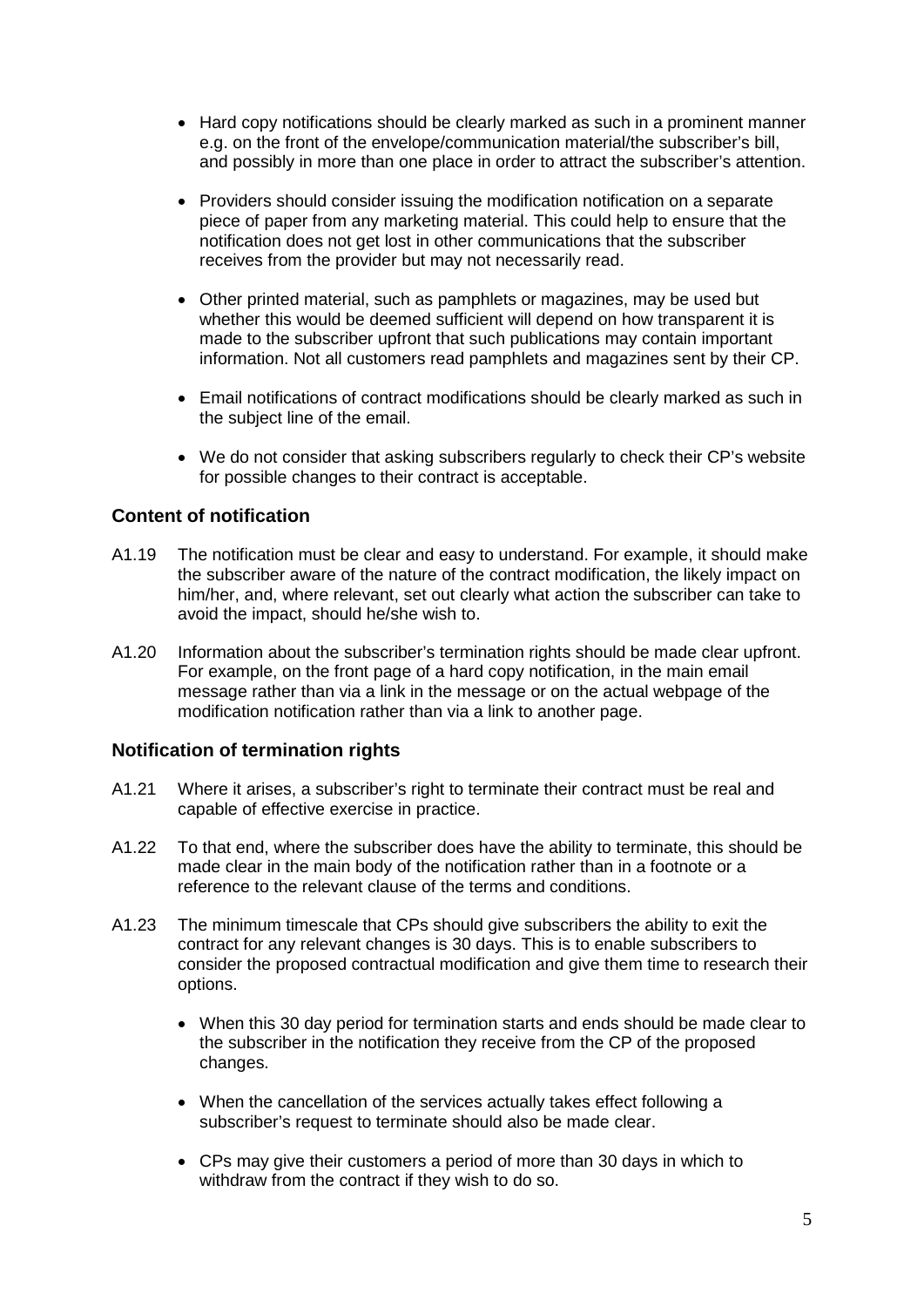- Hard copy notifications should be clearly marked as such in a prominent manner e.g. on the front of the envelope/communication material/the subscriber's bill, and possibly in more than one place in order to attract the subscriber's attention.
- Providers should consider issuing the modification notification on a separate piece of paper from any marketing material. This could help to ensure that the notification does not get lost in other communications that the subscriber receives from the provider but may not necessarily read.
- Other printed material, such as pamphlets or magazines, may be used but whether this would be deemed sufficient will depend on how transparent it is made to the subscriber upfront that such publications may contain important information. Not all customers read pamphlets and magazines sent by their CP.
- Email notifications of contract modifications should be clearly marked as such in the subject line of the email.
- We do not consider that asking subscribers regularly to check their CP's website for possible changes to their contract is acceptable.

### Content of notification

A1.19 The notification must be clear and easy to understand. For example, it should make the subscriber aware of the nature of the contract modification, the likely impact on him/her, and, where relevant, set out clearly what action the subscriber can take to avoid the impact, should he/she wish to.

A1.20 Information about the subscriber's termination rights should be made clear upfront. For example, on the front page of a hard copy notification, in the main email message rather than via a link in the message or on the actual webpage of the modification notification rather than via a link to another page.

### Notification of termination rights

A1.21 Where it arises, a subscriber's right to terminate their contract must be real and capable of effective exercise in practice.

A1.22 To that end, where the subscriber does have the ability to terminate, this should be made clear in the main body of the notification rather than in a footnote or a reference to the relevant clause of the terms and conditions.

A1.23 The minimum timescale that CPs should give subscribers the ability to exit the contract for any relevant changes is 30 days. This is to enable subscribers to consider the proposed contractual modification and give them time to research their options.

- When this 30 day period for termination starts and ends should be made clear to the subscriber in the notification they receive from the CP of the proposed changes.
- When the cancellation of the services actually takes effect following a subscriber's request to terminate should also be made clear.
- CPs may give their customers a period of more than 30 days in which to withdraw from the contract if they wish to do so.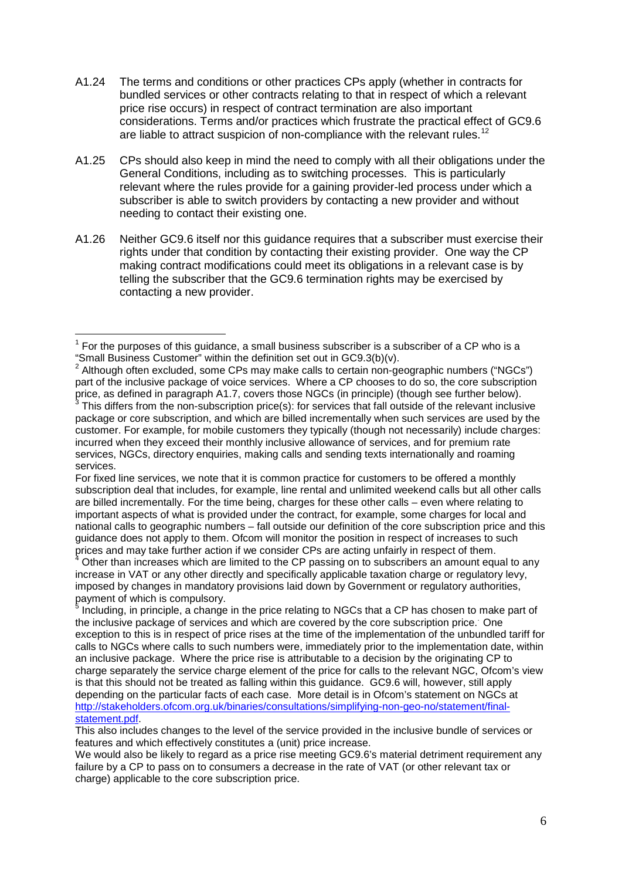A1.24 The terms and conditions or other practices CPs apply (whether in contracts for bundled services or other contracts relating to that in respect of which a relevant price rise occurs) in respect of contract termination are also important considerations. Terms and/or practices which frustrate the practical effect of GC9.6 are liable to attract suspicion of non-compliance with the relevant rules.[12]

A1.25 CPs should also keep in mind the need to comply with all their obligations under the General Conditions, including as to switching processes. This is particularly relevant where the rules provide for a gaining provider-led process under which a subscriber is able to switch providers by contacting a new provider and without needing to contact their existing one.

A1.26 Neither GC9.6 itself nor this guidance requires that a subscriber must exercise their rights under that condition by contacting their existing provider. One way the CP making contract modifications could meet its obligations in a relevant case is by telling the subscriber that the GC9.6 termination rights may be exercised by contacting a new provider.

---

[1] For the purposes of this guidance, a small business subscriber is a subscriber of a CP who is a "Small Business Customer" within the definition set out in GC9.3(b)(v).

[2] Although often excluded, some CPs may make calls to certain non-geographic numbers ("NGCs") part of the inclusive package of voice services. Where a CP chooses to do so, the core subscription price, as defined in paragraph A1.7, covers those NGCs (in principle) (though see further below).

[3] This differs from the non-subscription price(s): for services that fall outside of the relevant inclusive package or core subscription, and which are billed incrementally when such services are used by the customer. For example, for mobile customers they typically (though not necessarily) include charges: incurred when they exceed their monthly inclusive allowance of services, and for premium rate services, NGCs, directory enquiries, making calls and sending texts internationally and roaming services.

For fixed line services, we note that it is common practice for customers to be offered a monthly subscription deal that includes, for example, line rental and unlimited weekend calls but all other calls are billed incrementally. For the time being, charges for these other calls – even where relating to important aspects of what is provided under the contract, for example, some charges for local and national calls to geographic numbers – fall outside our definition of the core subscription price and this guidance does not apply to them. Ofcom will monitor the position in respect of increases to such prices and may take further action if we consider CPs are acting unfairly in respect of them.

[4] Other than increases which are limited to the CP passing on to subscribers an amount equal to any increase in VAT or any other directly and specifically applicable taxation charge or regulatory levy, imposed by changes in mandatory provisions laid down by Government or regulatory authorities, payment of which is compulsory.

[5] Including, in principle, a change in the price relating to NGCs that a CP has chosen to make part of the inclusive package of services and which are covered by the core subscription price. One exception to this is in respect of price rises at the time of the implementation of the unbundled tariff for calls to NGCs where calls to such numbers were, immediately prior to the implementation date, within an inclusive package. Where the price rise is attributable to a decision by the originating CP to charge separately the service charge element of the price for calls to the relevant NGC, Ofcom's view is that this should not be treated as falling within this guidance. GC9.6 will, however, still apply depending on the particular facts of each case. More detail is in Ofcom's statement on NGCs at [http://stakeholders.ofcom.org.uk/binaries/consultations/simplifying-non-geo-no/statement/final-statement.pdf](http://stakeholders.ofcom.org.uk/binaries/consultations/simplifying-non-geo-no/statement/final-statement.pdf).

This also includes changes to the level of the service provided in the inclusive bundle of services or features and which effectively constitutes a (unit) price increase.

We would also be likely to regard as a price rise meeting GC9.6's material detriment requirement any failure by a CP to pass on to consumers a decrease in the rate of VAT (or other relevant tax or charge) applicable to the core subscription price.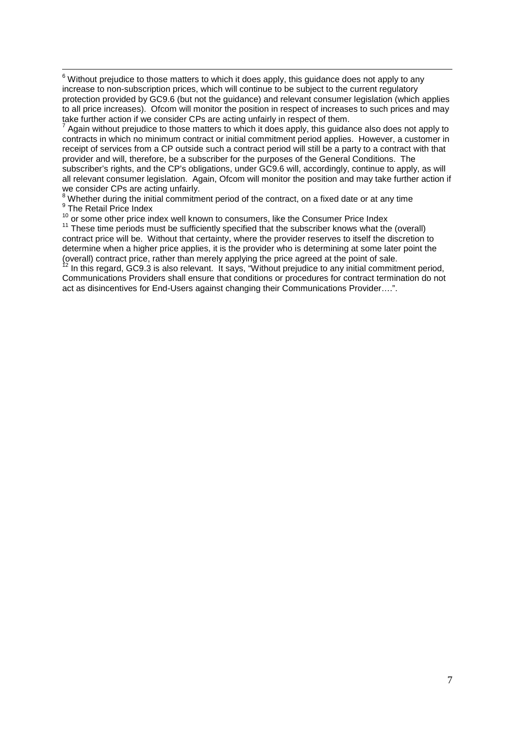[6] Without prejudice to those matters to which it does apply, this guidance does not apply to any increase to non-subscription prices, which will continue to be subject to the current regulatory protection provided by GC9.6 (but not the guidance) and relevant consumer legislation (which applies to all price increases). Ofcom will monitor the position in respect of increases to such prices and may take further action if we consider CPs are acting unfairly in respect of them.

[7] Again without prejudice to those matters to which it does apply, this guidance also does not apply to contracts in which no minimum contract or initial commitment period applies. However, a customer in receipt of services from a CP outside such a contract period will still be a party to a contract with that provider and will, therefore, be a subscriber for the purposes of the General Conditions. The subscriber's rights, and the CP's obligations, under GC9.6 will, accordingly, continue to apply, as will all relevant consumer legislation. Again, Ofcom will monitor the position and may take further action if we consider CPs are acting unfairly.

[8] Whether during the initial commitment period of the contract, on a fixed date or at any time

[9] The Retail Price Index

[10] or some other price index well known to consumers, like the Consumer Price Index

[11] These time periods must be sufficiently specified that the subscriber knows what the (overall) contract price will be. Without that certainty, where the provider reserves to itself the discretion to determine when a higher price applies, it is the provider who is determining at some later point the (overall) contract price, rather than merely applying the price agreed at the point of sale.

[12] In this regard, GC9.3 is also relevant. It says, "Without prejudice to any initial commitment period, Communications Providers shall ensure that conditions or procedures for contract termination do not act as disincentives for End-Users against changing their Communications Provider….".